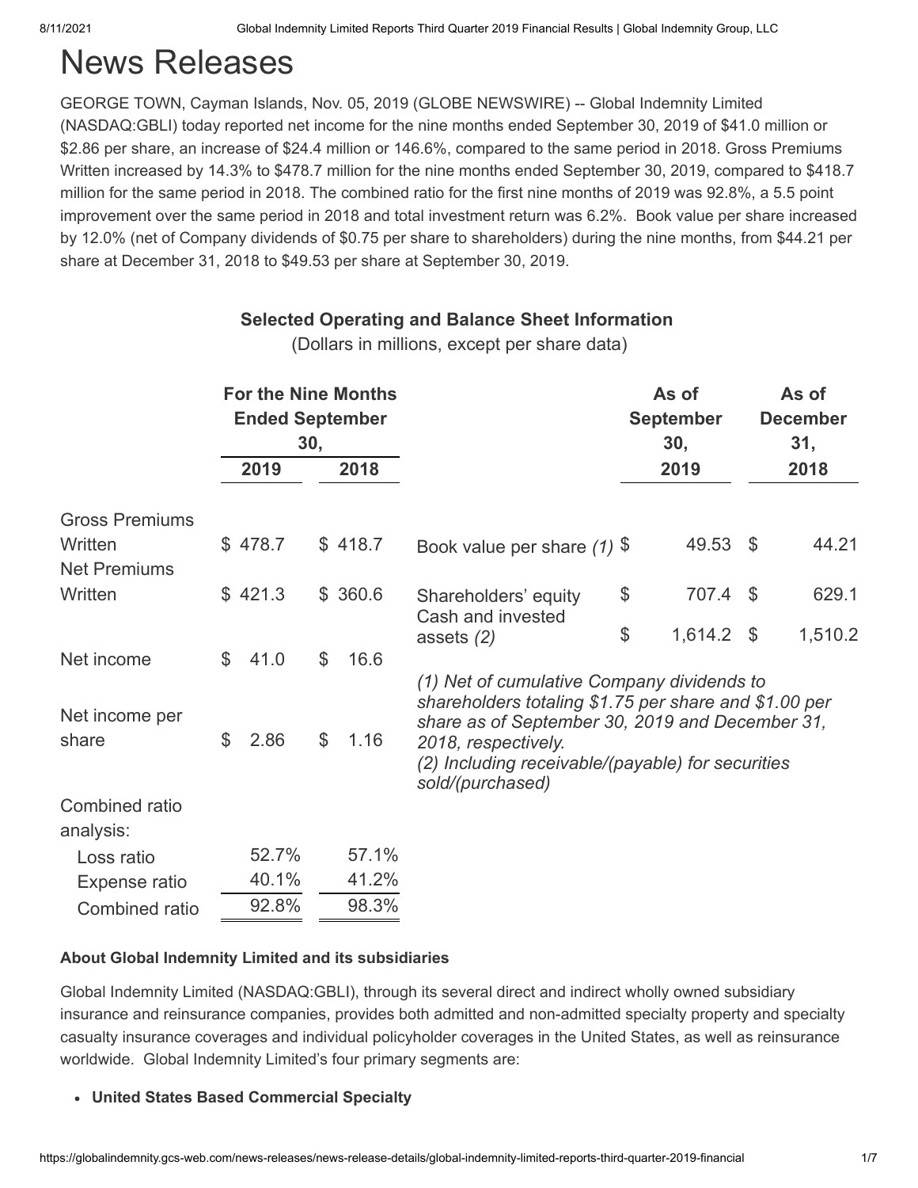# News Releases

GEORGE TOWN, Cayman Islands, Nov. 05, 2019 (GLOBE NEWSWIRE) -- Global Indemnity Limited (NASDAQ:GBLI) today reported net income for the nine months ended September 30, 2019 of $41.0 million or $2.86 per share, an increase of $24.4 million or 146.6%, compared to the same period in 2018. Gross Premiums Written increased by 14.3% to $478.7 million for the nine months ended September 30, 2019, compared to $418.7 million for the same period in 2018. The combined ratio for the first nine months of 2019 was 92.8%, a 5.5 point improvement over the same period in 2018 and total investment return was 6.2%. Book value per share increased by 12.0% (net of Company dividends of $0.75 per share to shareholders) during the nine months, from $44.21 per share at December 31, 2018 to $49.53 per share at September 30, 2019.

**Selected Operating and Balance Sheet Information**

(Dollars in millions, except per share data)

| | For the Nine Months Ended September 30, | |
|---|---|---|
| | 2019 | 2018 |
| Gross Premiums Written | $ 478.7 | $ 418.7 |
| Net Premiums Written | $ 421.3 | $ 360.6 |
| Net income | $ 41.0 | $ 16.6 |
| Net income per share | $ 2.86 | $ 1.16 |
| Combined ratio analysis: | | |
| Loss ratio | 52.7% | 57.1% |
| Expense ratio | 40.1% | 41.2% |
| Combined ratio | 92.8% | 98.3% |

| | As of September 30, 2019 | As of December 31, 2018 |
|---|---|---|
| Book value per share *(1)* | $ 49.53 | $ 44.21 |
| Shareholders' equity | $ 707.4 | $ 629.1 |
| Cash and invested assets *(2)* | $ 1,614.2 | $ 1,510.2 |

*(1) Net of cumulative Company dividends to shareholders totaling $1.75 per share and $1.00 per share as of September 30, 2019 and December 31, 2018, respectively.*
*(2) Including receivable/(payable) for securities sold/(purchased)*

**About Global Indemnity Limited and its subsidiaries**

Global Indemnity Limited (NASDAQ:GBLI), through its several direct and indirect wholly owned subsidiary insurance and reinsurance companies, provides both admitted and non-admitted specialty property and specialty casualty insurance coverages and individual policyholder coverages in the United States, as well as reinsurance worldwide. Global Indemnity Limited's four primary segments are:

- **United States Based Commercial Specialty**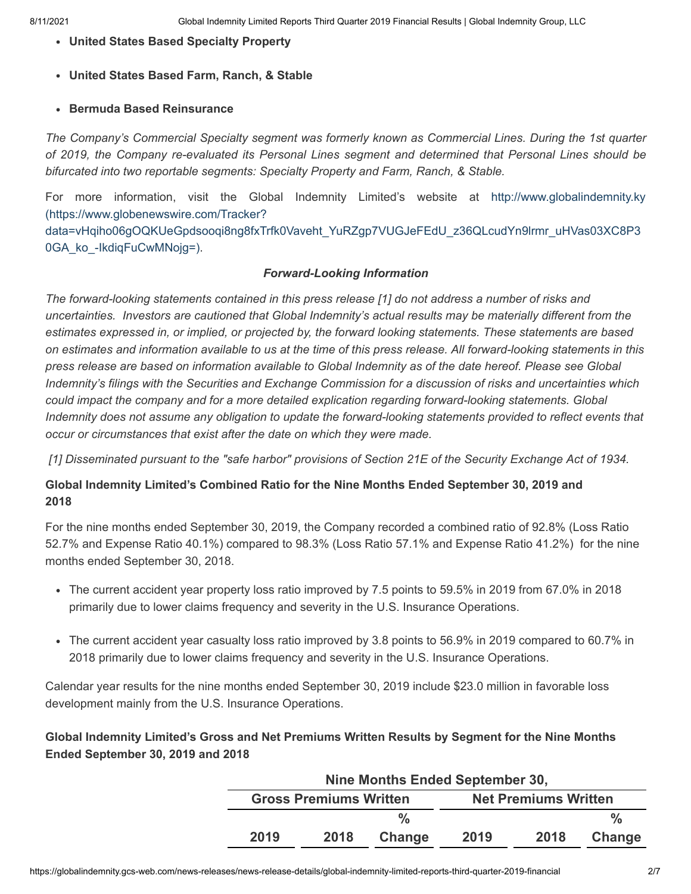- **United States Based Specialty Property**
- **United States Based Farm, Ranch, & Stable**
- **Bermuda Based Reinsurance**

*The Company's Commercial Specialty segment was formerly known as Commercial Lines. During the 1st quarter of 2019, the Company re-evaluated its Personal Lines segment and determined that Personal Lines should be bifurcated into two reportable segments: Specialty Property and Farm, Ranch, & Stable.*

For more information, visit the Global Indemnity Limited's website at http://www.globalindemnity.ky (https://www.globenewswire.com/Tracker?data=vHqiho06gOQKUeGpdsooqi8ng8fxTrfk0Vaveht_YuRZgp7VUGJeFEdU_z36QLcudYn9lrmr_uHVas03XC8P30GA_ko_-IkdiqFuCwMNojg=).

***Forward-Looking Information***

*The forward-looking statements contained in this press release [1] do not address a number of risks and uncertainties. Investors are cautioned that Global Indemnity's actual results may be materially different from the estimates expressed in, or implied, or projected by, the forward looking statements. These statements are based on estimates and information available to us at the time of this press release. All forward-looking statements in this press release are based on information available to Global Indemnity as of the date hereof. Please see Global Indemnity's filings with the Securities and Exchange Commission for a discussion of risks and uncertainties which could impact the company and for a more detailed explication regarding forward-looking statements. Global Indemnity does not assume any obligation to update the forward-looking statements provided to reflect events that occur or circumstances that exist after the date on which they were made.*

*[1] Disseminated pursuant to the "safe harbor" provisions of Section 21E of the Security Exchange Act of 1934.*

**Global Indemnity Limited's Combined Ratio for the Nine Months Ended September 30, 2019 and 2018**

For the nine months ended September 30, 2019, the Company recorded a combined ratio of 92.8% (Loss Ratio 52.7% and Expense Ratio 40.1%) compared to 98.3% (Loss Ratio 57.1% and Expense Ratio 41.2%) for the nine months ended September 30, 2018.

- The current accident year property loss ratio improved by 7.5 points to 59.5% in 2019 from 67.0% in 2018 primarily due to lower claims frequency and severity in the U.S. Insurance Operations.
- The current accident year casualty loss ratio improved by 3.8 points to 56.9% in 2019 compared to 60.7% in 2018 primarily due to lower claims frequency and severity in the U.S. Insurance Operations.

Calendar year results for the nine months ended September 30, 2019 include $23.0 million in favorable loss development mainly from the U.S. Insurance Operations.

**Global Indemnity Limited's Gross and Net Premiums Written Results by Segment for the Nine Months Ended September 30, 2019 and 2018**

| | Nine Months Ended September 30, | | | | | |
|---|---|---|---|---|---|---|
| | Gross Premiums Written | | | Net Premiums Written | | |
| | 2019 | 2018 | % Change | 2019 | 2018 | % Change |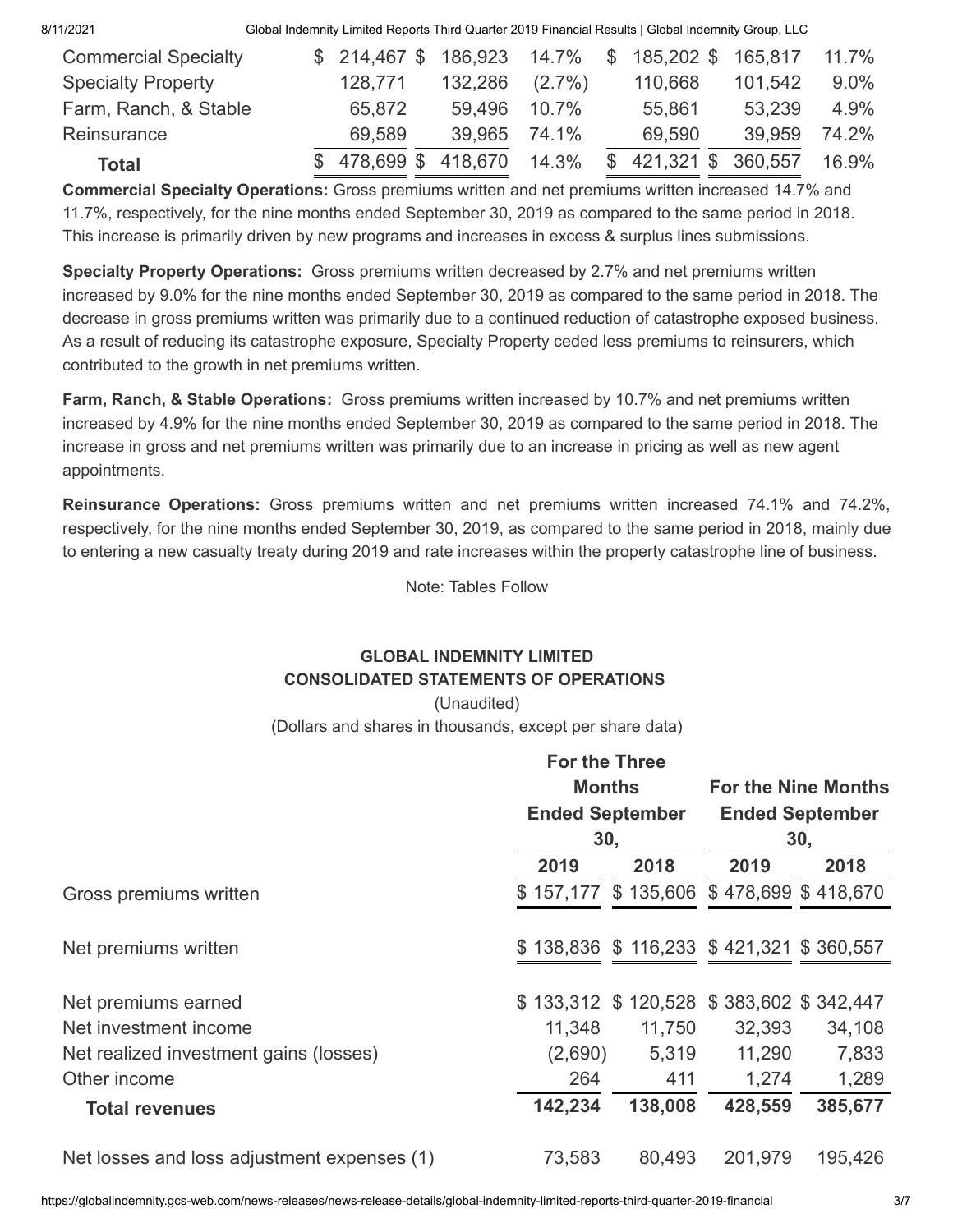| | | | | | | |
|---|---|---|---|---|---|---|
| Commercial Specialty | $ 214,467 | $ 186,923 | 14.7% | $ 185,202 | $ 165,817 | 11.7% |
| Specialty Property | 128,771 | 132,286 | (2.7%) | 110,668 | 101,542 | 9.0% |
| Farm, Ranch, & Stable | 65,872 | 59,496 | 10.7% | 55,861 | 53,239 | 4.9% |
| Reinsurance | 69,589 | 39,965 | 74.1% | 69,590 | 39,959 | 74.2% |
| **Total** | $ 478,699 | $ 418,670 | 14.3% | $ 421,321 | $ 360,557 | 16.9% |

**Commercial Specialty Operations:** Gross premiums written and net premiums written increased 14.7% and 11.7%, respectively, for the nine months ended September 30, 2019 as compared to the same period in 2018. This increase is primarily driven by new programs and increases in excess & surplus lines submissions.

**Specialty Property Operations:** Gross premiums written decreased by 2.7% and net premiums written increased by 9.0% for the nine months ended September 30, 2019 as compared to the same period in 2018. The decrease in gross premiums written was primarily due to a continued reduction of catastrophe exposed business. As a result of reducing its catastrophe exposure, Specialty Property ceded less premiums to reinsurers, which contributed to the growth in net premiums written.

**Farm, Ranch, & Stable Operations:** Gross premiums written increased by 10.7% and net premiums written increased by 4.9% for the nine months ended September 30, 2019 as compared to the same period in 2018. The increase in gross and net premiums written was primarily due to an increase in pricing as well as new agent appointments.

**Reinsurance Operations:** Gross premiums written and net premiums written increased 74.1% and 74.2%, respectively, for the nine months ended September 30, 2019, as compared to the same period in 2018, mainly due to entering a new casualty treaty during 2019 and rate increases within the property catastrophe line of business.

Note: Tables Follow

**GLOBAL INDEMNITY LIMITED**
**CONSOLIDATED STATEMENTS OF OPERATIONS**
(Unaudited)
(Dollars and shares in thousands, except per share data)

| | For the Three Months Ended September 30, | | For the Nine Months Ended September 30, | |
|---|---|---|---|---|
| | **2019** | **2018** | **2019** | **2018** |
| Gross premiums written | $ 157,177 | $ 135,606 | $ 478,699 | $ 418,670 |
| Net premiums written | $ 138,836 | $ 116,233 | $ 421,321 | $ 360,557 |
| Net premiums earned | $ 133,312 | $ 120,528 | $ 383,602 | $ 342,447 |
| Net investment income | 11,348 | 11,750 | 32,393 | 34,108 |
| Net realized investment gains (losses) | (2,690) | 5,319 | 11,290 | 7,833 |
| Other income | 264 | 411 | 1,274 | 1,289 |
| **Total revenues** | **142,234** | **138,008** | **428,559** | **385,677** |
| Net losses and loss adjustment expenses (1) | 73,583 | 80,493 | 201,979 | 195,426 |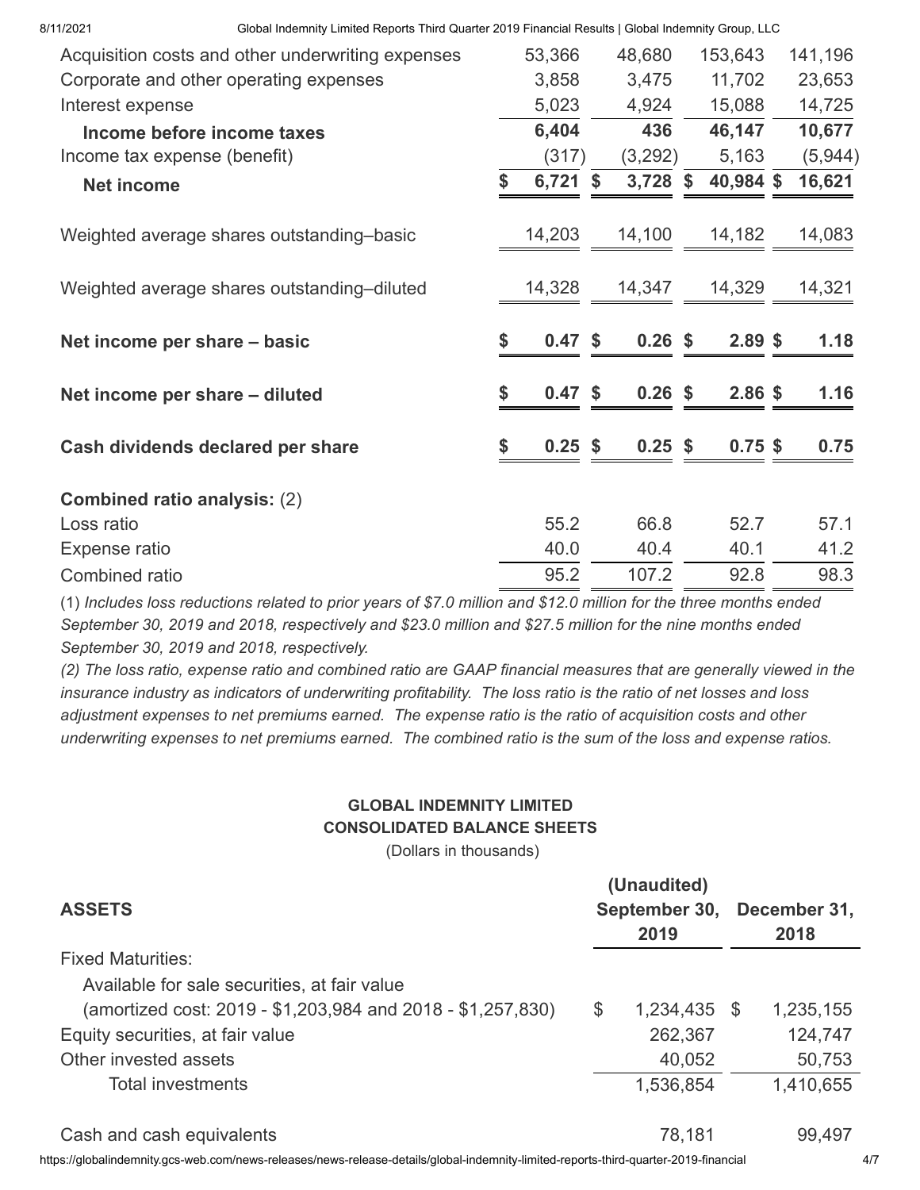| | | | | |
|---|---|---|---|---|
| Acquisition costs and other underwriting expenses | 53,366 | 48,680 | 153,643 | 141,196 |
| Corporate and other operating expenses | 3,858 | 3,475 | 11,702 | 23,653 |
| Interest expense | 5,023 | 4,924 | 15,088 | 14,725 |
| **Income before income taxes** | **6,404** | **436** | **46,147** | **10,677** |
| Income tax expense (benefit) | (317) | (3,292) | 5,163 | (5,944) |
| **Net income** | **$ 6,721** | **$ 3,728** | **$ 40,984** | **$ 16,621** |
| Weighted average shares outstanding–basic | 14,203 | 14,100 | 14,182 | 14,083 |
| Weighted average shares outstanding–diluted | 14,328 | 14,347 | 14,329 | 14,321 |
| **Net income per share – basic** | **$ 0.47** | **$ 0.26** | **$ 2.89** | **$ 1.18** |
| **Net income per share – diluted** | **$ 0.47** | **$ 0.26** | **$ 2.86** | **$ 1.16** |
| **Cash dividends declared per share** | **$ 0.25** | **$ 0.25** | **$ 0.75** | **$ 0.75** |
| **Combined ratio analysis:** (2) | | | | |
| Loss ratio | 55.2 | 66.8 | 52.7 | 57.1 |
| Expense ratio | 40.0 | 40.4 | 40.1 | 41.2 |
| Combined ratio | 95.2 | 107.2 | 92.8 | 98.3 |

(1) *Includes loss reductions related to prior years of $7.0 million and $12.0 million for the three months ended September 30, 2019 and 2018, respectively and $23.0 million and $27.5 million for the nine months ended September 30, 2019 and 2018, respectively.*

(2) *The loss ratio, expense ratio and combined ratio are GAAP financial measures that are generally viewed in the insurance industry as indicators of underwriting profitability. The loss ratio is the ratio of net losses and loss adjustment expenses to net premiums earned. The expense ratio is the ratio of acquisition costs and other underwriting expenses to net premiums earned. The combined ratio is the sum of the loss and expense ratios.*

**GLOBAL INDEMNITY LIMITED**
**CONSOLIDATED BALANCE SHEETS**
(Dollars in thousands)

| **ASSETS** | **(Unaudited) September 30, 2019** | **December 31, 2018** |
|---|---|---|
| Fixed Maturities: | | |
| Available for sale securities, at fair value (amortized cost: 2019 - $1,203,984 and 2018 - $1,257,830) | $ 1,234,435 | $ 1,235,155 |
| Equity securities, at fair value | 262,367 | 124,747 |
| Other invested assets | 40,052 | 50,753 |
| Total investments | 1,536,854 | 1,410,655 |
| Cash and cash equivalents | 78,181 | 99,497 |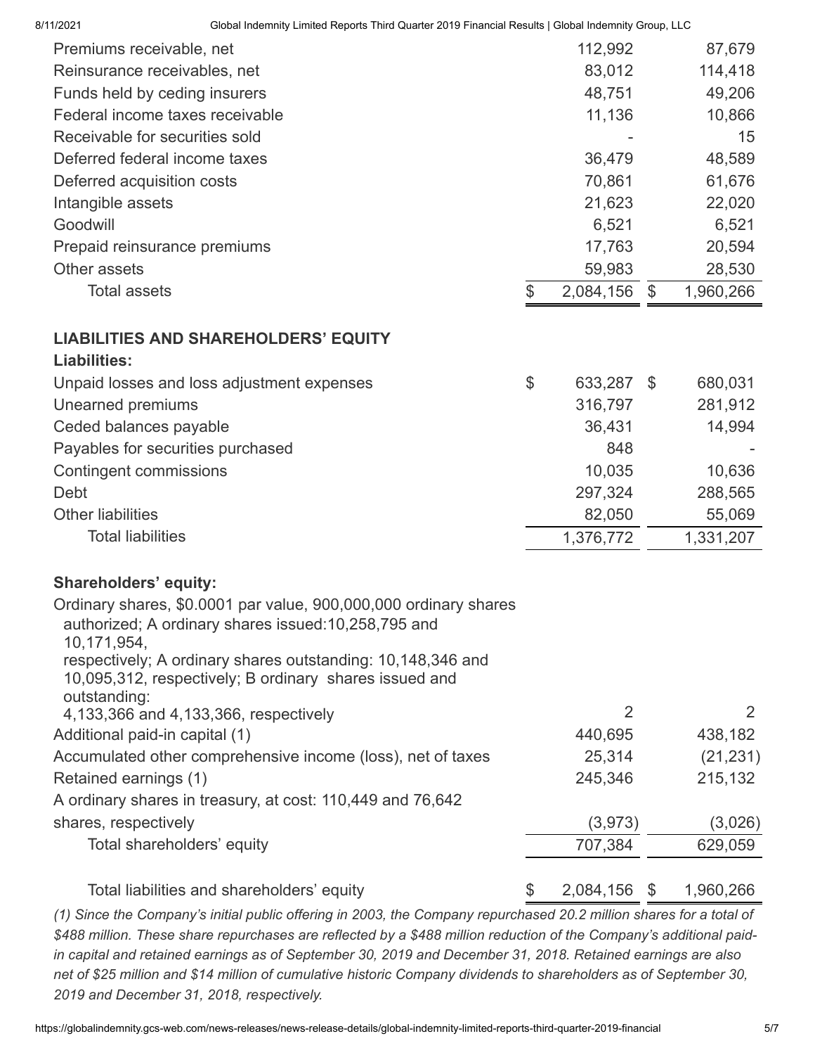| | | | | |
|---|---|---|---|---|
| Premiums receivable, net | | 112,992 | | 87,679 |
| Reinsurance receivables, net | | 83,012 | | 114,418 |
| Funds held by ceding insurers | | 48,751 | | 49,206 |
| Federal income taxes receivable | | 11,136 | | 10,866 |
| Receivable for securities sold | | - | | 15 |
| Deferred federal income taxes | | 36,479 | | 48,589 |
| Deferred acquisition costs | | 70,861 | | 61,676 |
| Intangible assets | | 21,623 | | 22,020 |
| Goodwill | | 6,521 | | 6,521 |
| Prepaid reinsurance premiums | | 17,763 | | 20,594 |
| Other assets | | 59,983 | | 28,530 |
| Total assets | $ | 2,084,156 | $ | 1,960,266 |
| | | | | |
| **LIABILITIES AND SHAREHOLDERS' EQUITY** | | | | |
| **Liabilities:** | | | | |
| Unpaid losses and loss adjustment expenses | $ | 633,287 | $ | 680,031 |
| Unearned premiums | | 316,797 | | 281,912 |
| Ceded balances payable | | 36,431 | | 14,994 |
| Payables for securities purchased | | 848 | | - |
| Contingent commissions | | 10,035 | | 10,636 |
| Debt | | 297,324 | | 288,565 |
| Other liabilities | | 82,050 | | 55,069 |
| Total liabilities | | 1,376,772 | | 1,331,207 |
| | | | | |
| **Shareholders' equity:** | | | | |
| Ordinary shares, $0.0001 par value, 900,000,000 ordinary shares authorized; A ordinary shares issued:10,258,795 and 10,171,954, respectively; A ordinary shares outstanding: 10,148,346 and 10,095,312, respectively; B ordinary shares issued and outstanding: 4,133,366 and 4,133,366, respectively | | 2 | | 2 |
| Additional paid-in capital (1) | | 440,695 | | 438,182 |
| Accumulated other comprehensive income (loss), net of taxes | | 25,314 | | (21,231) |
| Retained earnings (1) | | 245,346 | | 215,132 |
| A ordinary shares in treasury, at cost: 110,449 and 76,642 shares, respectively | | (3,973) | | (3,026) |
| Total shareholders' equity | | 707,384 | | 629,059 |
| | | | | |
| Total liabilities and shareholders' equity | $ | 2,084,156 | $ | 1,960,266 |

*(1) Since the Company's initial public offering in 2003, the Company repurchased 20.2 million shares for a total of $488 million. These share repurchases are reflected by a $488 million reduction of the Company's additional paid-in capital and retained earnings as of September 30, 2019 and December 31, 2018. Retained earnings are also net of $25 million and $14 million of cumulative historic Company dividends to shareholders as of September 30, 2019 and December 31, 2018, respectively.*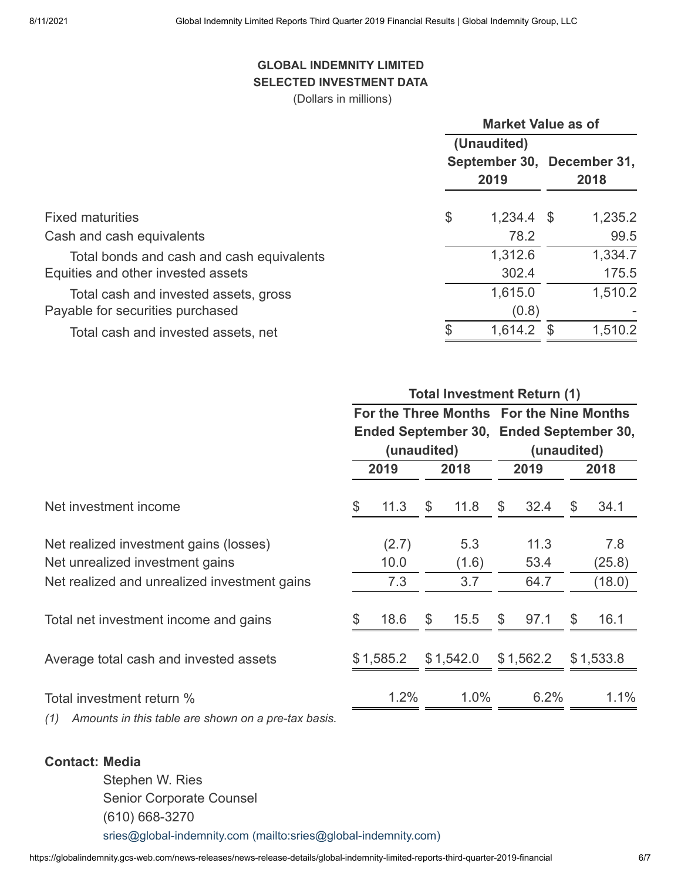## GLOBAL INDEMNITY LIMITED
## SELECTED INVESTMENT DATA
(Dollars in millions)

| | Market Value as of | |
|---|---|---|
| | (Unaudited) September 30, 2019 | December 31, 2018 |
| Fixed maturities | $ 1,234.4 | $ 1,235.2 |
| Cash and cash equivalents | 78.2 | 99.5 |
| Total bonds and cash and cash equivalents | 1,312.6 | 1,334.7 |
| Equities and other invested assets | 302.4 | 175.5 |
| Total cash and invested assets, gross | 1,615.0 | 1,510.2 |
| Payable for securities purchased | (0.8) | - |
| Total cash and invested assets, net | $ 1,614.2 | $ 1,510.2 |

| | Total Investment Return (1) | | | |
|---|---|---|---|---|
| | For the Three Months Ended September 30, (unaudited) | | For the Nine Months Ended September 30, (unaudited) | |
| | 2019 | 2018 | 2019 | 2018 |
| Net investment income | $ 11.3 | $ 11.8 | $ 32.4 | $ 34.1 |
| Net realized investment gains (losses) | (2.7) | 5.3 | 11.3 | 7.8 |
| Net unrealized investment gains | 10.0 | (1.6) | 53.4 | (25.8) |
| Net realized and unrealized investment gains | 7.3 | 3.7 | 64.7 | (18.0) |
| Total net investment income and gains | $ 18.6 | $ 15.5 | $ 97.1 | $ 16.1 |
| Average total cash and invested assets | $ 1,585.2 | $ 1,542.0 | $ 1,562.2 | $ 1,533.8 |
| Total investment return % | 1.2% | 1.0% | 6.2% | 1.1% |

*(1) Amounts in this table are shown on a pre-tax basis.*

**Contact: Media**

Stephen W. Ries
Senior Corporate Counsel
(610) 668-3270
sries@global-indemnity.com (mailto:sries@global-indemnity.com)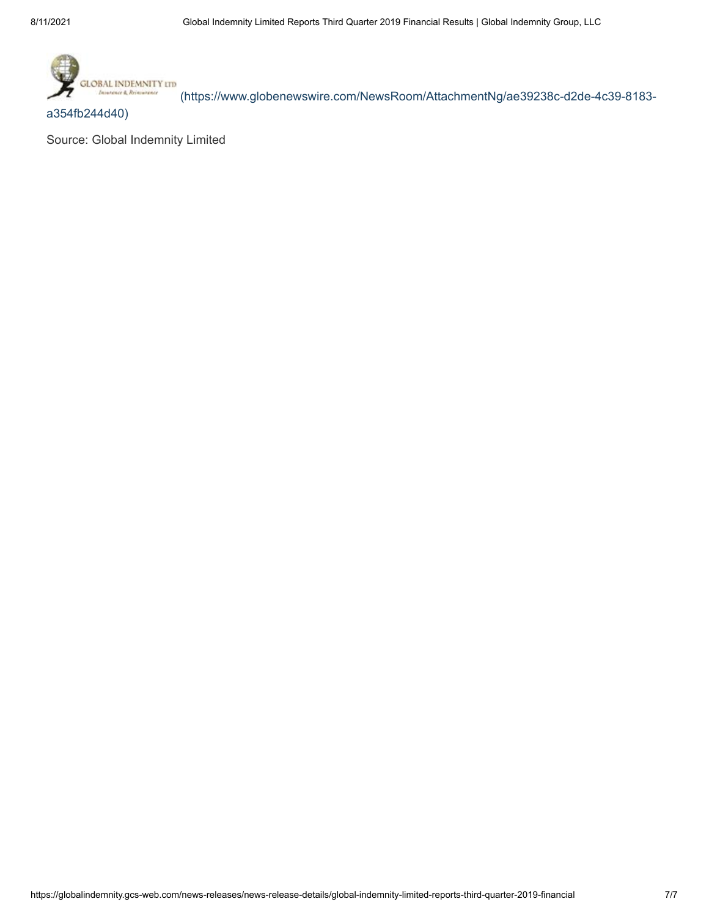(https://www.globenewswire.com/NewsRoom/AttachmentNg/ae39238c-d2de-4c39-8183-a354fb244d40)

Source: Global Indemnity Limited